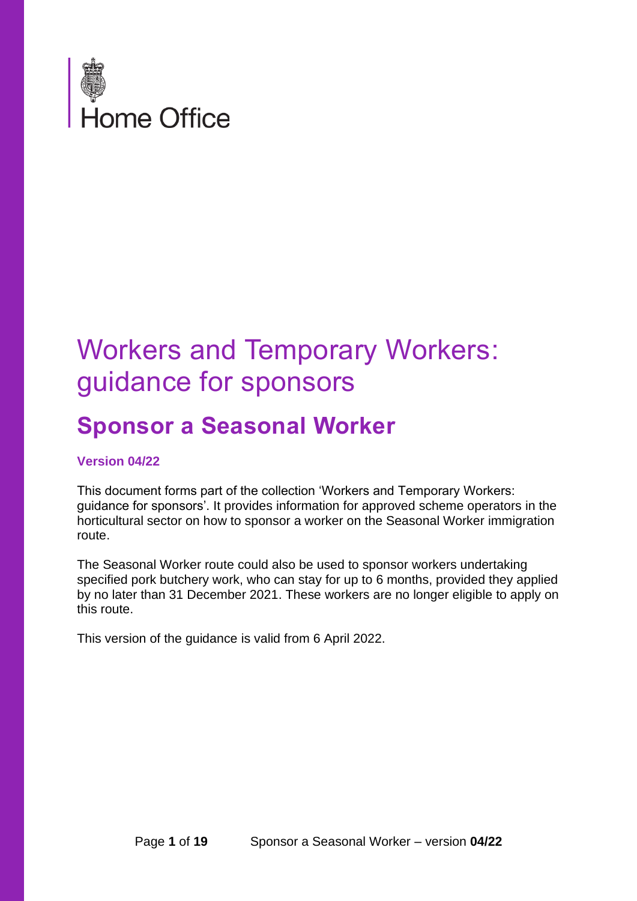Home Office

# Workers and Temporary Workers: guidance for sponsors

## Sponsor a Seasonal Worker

**Version 04/22**

This document forms part of the collection 'Workers and Temporary Workers: guidance for sponsors'. It provides information for approved scheme operators in the horticultural sector on how to sponsor a worker on the Seasonal Worker immigration route.

The Seasonal Worker route could also be used to sponsor workers undertaking specified pork butchery work, who can stay for up to 6 months, provided they applied by no later than 31 December 2021. These workers are no longer eligible to apply on this route.

This version of the guidance is valid from 6 April 2022.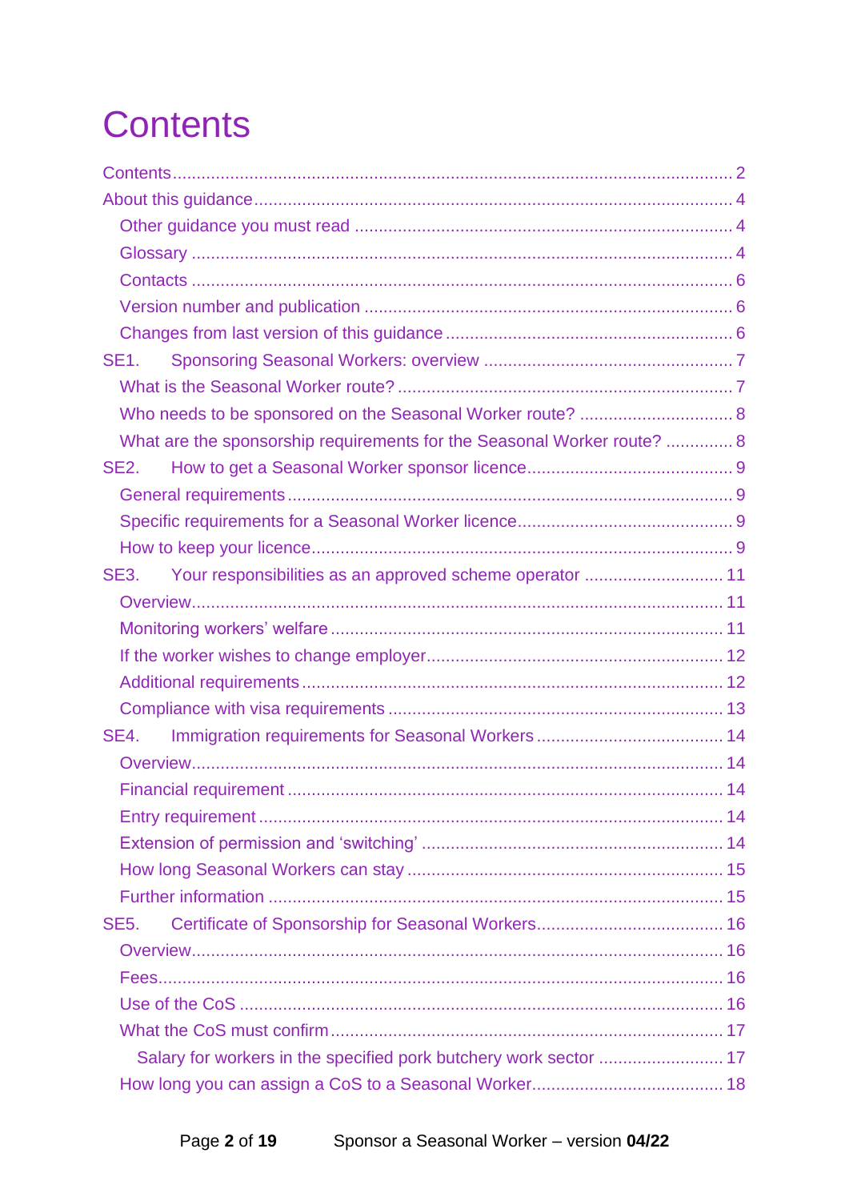# Contents

- Contents ... 2
- About this guidance ... 4
  - Other guidance you must read ... 4
  - Glossary ... 4
  - Contacts ... 6
  - Version number and publication ... 6
  - Changes from last version of this guidance ... 6
- SE1. Sponsoring Seasonal Workers: overview ... 7
  - What is the Seasonal Worker route? ... 7
  - Who needs to be sponsored on the Seasonal Worker route? ... 8
  - What are the sponsorship requirements for the Seasonal Worker route? ... 8
- SE2. How to get a Seasonal Worker sponsor licence ... 9
  - General requirements ... 9
  - Specific requirements for a Seasonal Worker licence ... 9
  - How to keep your licence ... 9
- SE3. Your responsibilities as an approved scheme operator ... 11
  - Overview ... 11
  - Monitoring workers' welfare ... 11
  - If the worker wishes to change employer ... 12
  - Additional requirements ... 12
  - Compliance with visa requirements ... 13
- SE4. Immigration requirements for Seasonal Workers ... 14
  - Overview ... 14
  - Financial requirement ... 14
  - Entry requirement ... 14
  - Extension of permission and 'switching' ... 14
  - How long Seasonal Workers can stay ... 15
  - Further information ... 15
- SE5. Certificate of Sponsorship for Seasonal Workers ... 16
  - Overview ... 16
  - Fees ... 16
  - Use of the CoS ... 16
  - What the CoS must confirm ... 17
    - Salary for workers in the specified pork butchery work sector ... 17
  - How long you can assign a CoS to a Seasonal Worker ... 18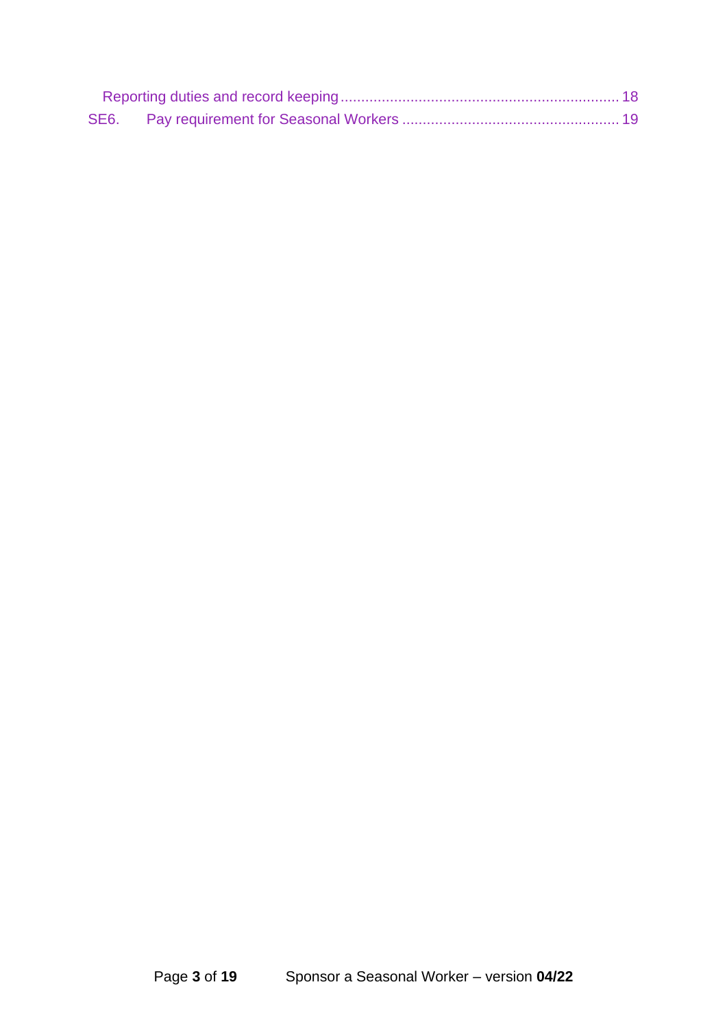Reporting duties and record keeping .................................................................... 18

SE6. Pay requirement for Seasonal Workers ..................................................... 19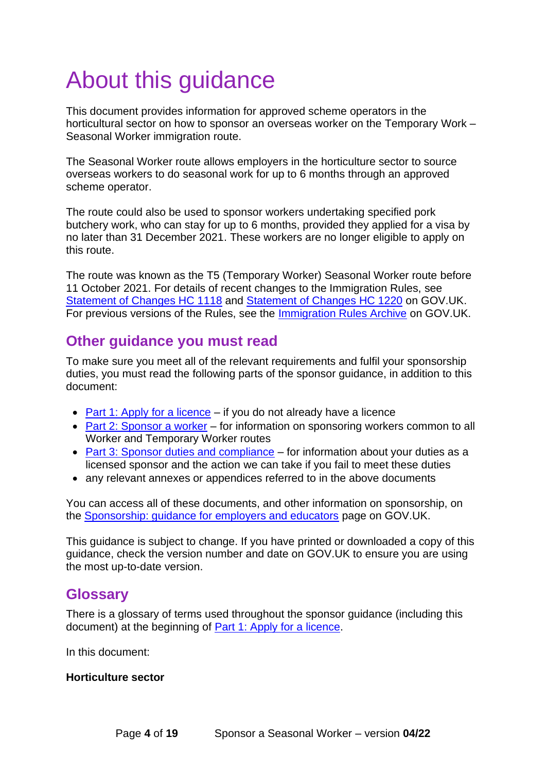# About this guidance

This document provides information for approved scheme operators in the horticultural sector on how to sponsor an overseas worker on the Temporary Work – Seasonal Worker immigration route.

The Seasonal Worker route allows employers in the horticulture sector to source overseas workers to do seasonal work for up to 6 months through an approved scheme operator.

The route could also be used to sponsor workers undertaking specified pork butchery work, who can stay for up to 6 months, provided they applied for a visa by no later than 31 December 2021. These workers are no longer eligible to apply on this route.

The route was known as the T5 (Temporary Worker) Seasonal Worker route before 11 October 2021. For details of recent changes to the Immigration Rules, see Statement of Changes HC 1118 and Statement of Changes HC 1220 on GOV.UK. For previous versions of the Rules, see the Immigration Rules Archive on GOV.UK.

## Other guidance you must read

To make sure you meet all of the relevant requirements and fulfil your sponsorship duties, you must read the following parts of the sponsor guidance, in addition to this document:

- Part 1: Apply for a licence – if you do not already have a licence
- Part 2: Sponsor a worker – for information on sponsoring workers common to all Worker and Temporary Worker routes
- Part 3: Sponsor duties and compliance – for information about your duties as a licensed sponsor and the action we can take if you fail to meet these duties
- any relevant annexes or appendices referred to in the above documents

You can access all of these documents, and other information on sponsorship, on the Sponsorship: guidance for employers and educators page on GOV.UK.

This guidance is subject to change. If you have printed or downloaded a copy of this guidance, check the version number and date on GOV.UK to ensure you are using the most up-to-date version.

## Glossary

There is a glossary of terms used throughout the sponsor guidance (including this document) at the beginning of Part 1: Apply for a licence.

In this document:

**Horticulture sector**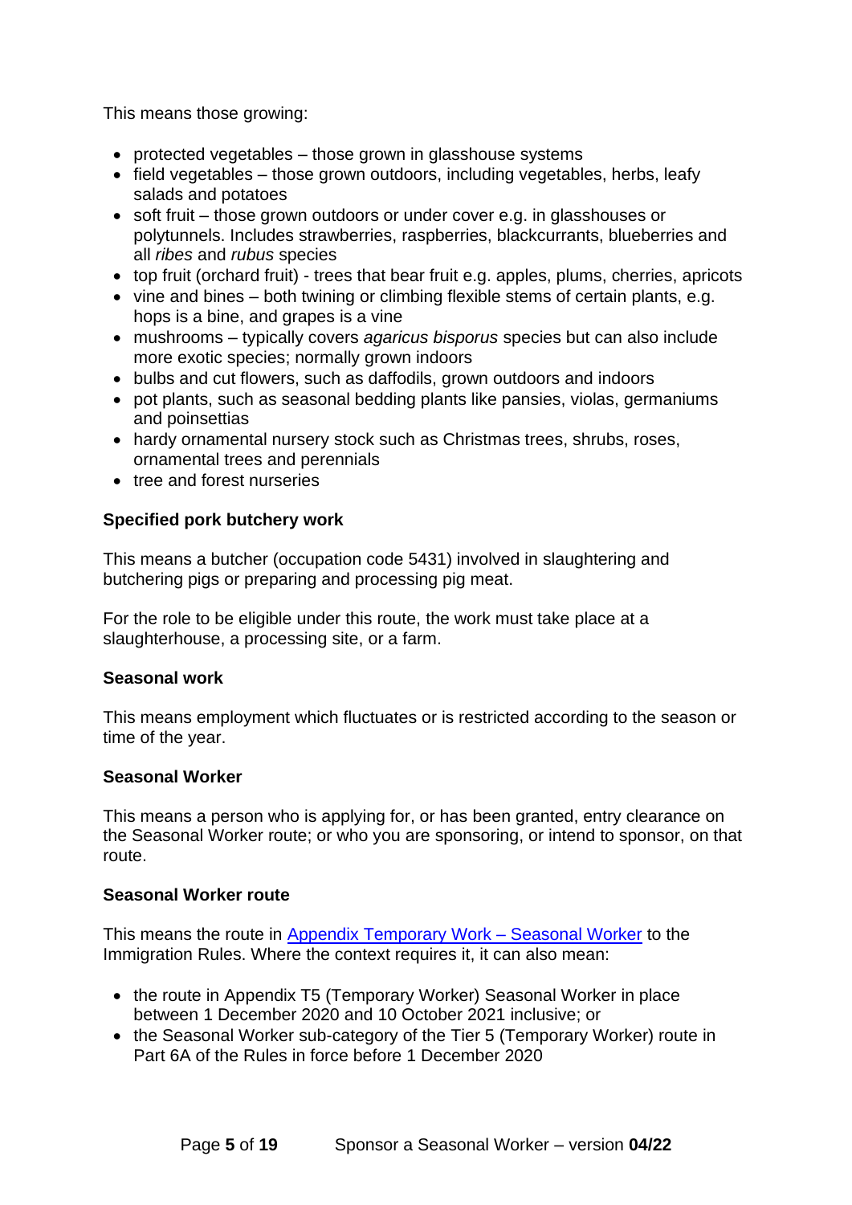This means those growing:

- protected vegetables – those grown in glasshouse systems
- field vegetables – those grown outdoors, including vegetables, herbs, leafy salads and potatoes
- soft fruit – those grown outdoors or under cover e.g. in glasshouses or polytunnels. Includes strawberries, raspberries, blackcurrants, blueberries and all *ribes* and *rubus* species
- top fruit (orchard fruit) - trees that bear fruit e.g. apples, plums, cherries, apricots
- vine and bines – both twining or climbing flexible stems of certain plants, e.g. hops is a bine, and grapes is a vine
- mushrooms – typically covers *agaricus bisporus* species but can also include more exotic species; normally grown indoors
- bulbs and cut flowers, such as daffodils, grown outdoors and indoors
- pot plants, such as seasonal bedding plants like pansies, violas, germaniums and poinsettias
- hardy ornamental nursery stock such as Christmas trees, shrubs, roses, ornamental trees and perennials
- tree and forest nurseries

**Specified pork butchery work**

This means a butcher (occupation code 5431) involved in slaughtering and butchering pigs or preparing and processing pig meat.

For the role to be eligible under this route, the work must take place at a slaughterhouse, a processing site, or a farm.

**Seasonal work**

This means employment which fluctuates or is restricted according to the season or time of the year.

**Seasonal Worker**

This means a person who is applying for, or has been granted, entry clearance on the Seasonal Worker route; or who you are sponsoring, or intend to sponsor, on that route.

**Seasonal Worker route**

This means the route in [Appendix Temporary Work – Seasonal Worker] to the Immigration Rules. Where the context requires it, it can also mean:

- the route in Appendix T5 (Temporary Worker) Seasonal Worker in place between 1 December 2020 and 10 October 2021 inclusive; or
- the Seasonal Worker sub-category of the Tier 5 (Temporary Worker) route in Part 6A of the Rules in force before 1 December 2020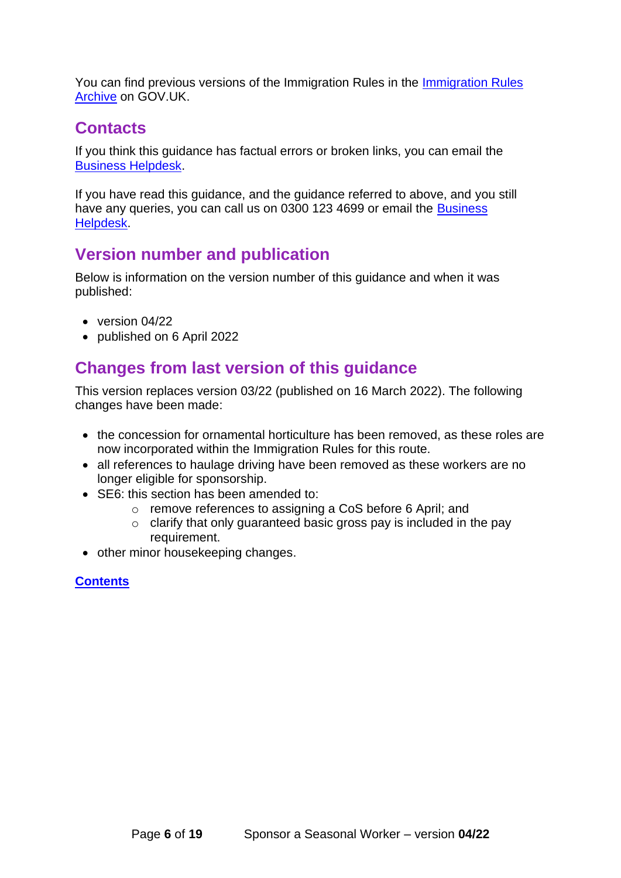You can find previous versions of the Immigration Rules in the Immigration Rules Archive on GOV.UK.

## Contacts

If you think this guidance has factual errors or broken links, you can email the Business Helpdesk.

If you have read this guidance, and the guidance referred to above, and you still have any queries, you can call us on 0300 123 4699 or email the Business Helpdesk.

## Version number and publication

Below is information on the version number of this guidance and when it was published:

- version 04/22
- published on 6 April 2022

## Changes from last version of this guidance

This version replaces version 03/22 (published on 16 March 2022). The following changes have been made:

- the concession for ornamental horticulture has been removed, as these roles are now incorporated within the Immigration Rules for this route.
- all references to haulage driving have been removed as these workers are no longer eligible for sponsorship.
- SE6: this section has been amended to:
    - remove references to assigning a CoS before 6 April; and
    - clarify that only guaranteed basic gross pay is included in the pay requirement.
- other minor housekeeping changes.

**Contents**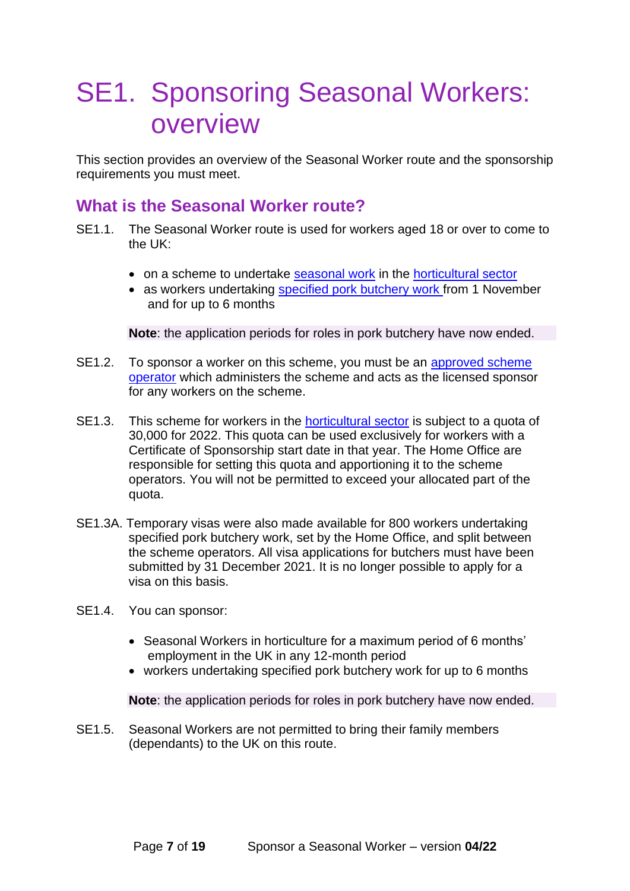# SE1. Sponsoring Seasonal Workers: overview

This section provides an overview of the Seasonal Worker route and the sponsorship requirements you must meet.

## What is the Seasonal Worker route?

SE1.1. The Seasonal Worker route is used for workers aged 18 or over to come to the UK:

- on a scheme to undertake seasonal work in the horticultural sector
- as workers undertaking specified pork butchery work from 1 November and for up to 6 months

**Note**: the application periods for roles in pork butchery have now ended.

SE1.2. To sponsor a worker on this scheme, you must be an approved scheme operator which administers the scheme and acts as the licensed sponsor for any workers on the scheme.

SE1.3. This scheme for workers in the horticultural sector is subject to a quota of 30,000 for 2022. This quota can be used exclusively for workers with a Certificate of Sponsorship start date in that year. The Home Office are responsible for setting this quota and apportioning it to the scheme operators. You will not be permitted to exceed your allocated part of the quota.

SE1.3A. Temporary visas were also made available for 800 workers undertaking specified pork butchery work, set by the Home Office, and split between the scheme operators. All visa applications for butchers must have been submitted by 31 December 2021. It is no longer possible to apply for a visa on this basis.

SE1.4. You can sponsor:

- Seasonal Workers in horticulture for a maximum period of 6 months' employment in the UK in any 12-month period
- workers undertaking specified pork butchery work for up to 6 months

**Note**: the application periods for roles in pork butchery have now ended.

SE1.5. Seasonal Workers are not permitted to bring their family members (dependants) to the UK on this route.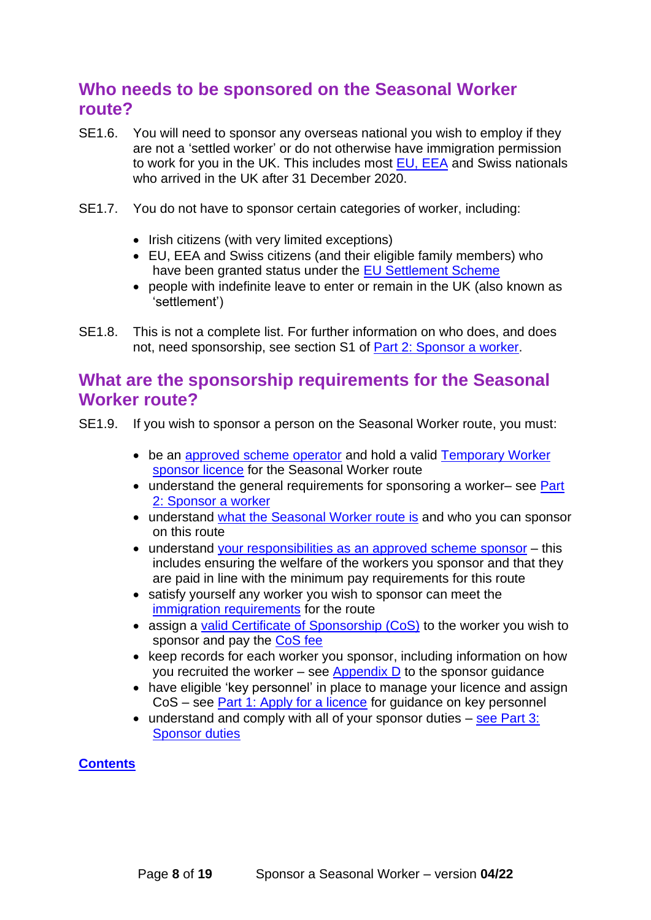## Who needs to be sponsored on the Seasonal Worker route?

SE1.6. You will need to sponsor any overseas national you wish to employ if they are not a 'settled worker' or do not otherwise have immigration permission to work for you in the UK. This includes most EU, EEA and Swiss nationals who arrived in the UK after 31 December 2020.

SE1.7. You do not have to sponsor certain categories of worker, including:

- Irish citizens (with very limited exceptions)
- EU, EEA and Swiss citizens (and their eligible family members) who have been granted status under the EU Settlement Scheme
- people with indefinite leave to enter or remain in the UK (also known as 'settlement')

SE1.8. This is not a complete list. For further information on who does, and does not, need sponsorship, see section S1 of Part 2: Sponsor a worker.

## What are the sponsorship requirements for the Seasonal Worker route?

SE1.9. If you wish to sponsor a person on the Seasonal Worker route, you must:

- be an approved scheme operator and hold a valid Temporary Worker sponsor licence for the Seasonal Worker route
- understand the general requirements for sponsoring a worker– see Part 2: Sponsor a worker
- understand what the Seasonal Worker route is and who you can sponsor on this route
- understand your responsibilities as an approved scheme sponsor – this includes ensuring the welfare of the workers you sponsor and that they are paid in line with the minimum pay requirements for this route
- satisfy yourself any worker you wish to sponsor can meet the immigration requirements for the route
- assign a valid Certificate of Sponsorship (CoS) to the worker you wish to sponsor and pay the CoS fee
- keep records for each worker you sponsor, including information on how you recruited the worker – see Appendix D to the sponsor guidance
- have eligible 'key personnel' in place to manage your licence and assign CoS – see Part 1: Apply for a licence for guidance on key personnel
- understand and comply with all of your sponsor duties – see Part 3: Sponsor duties

**Contents**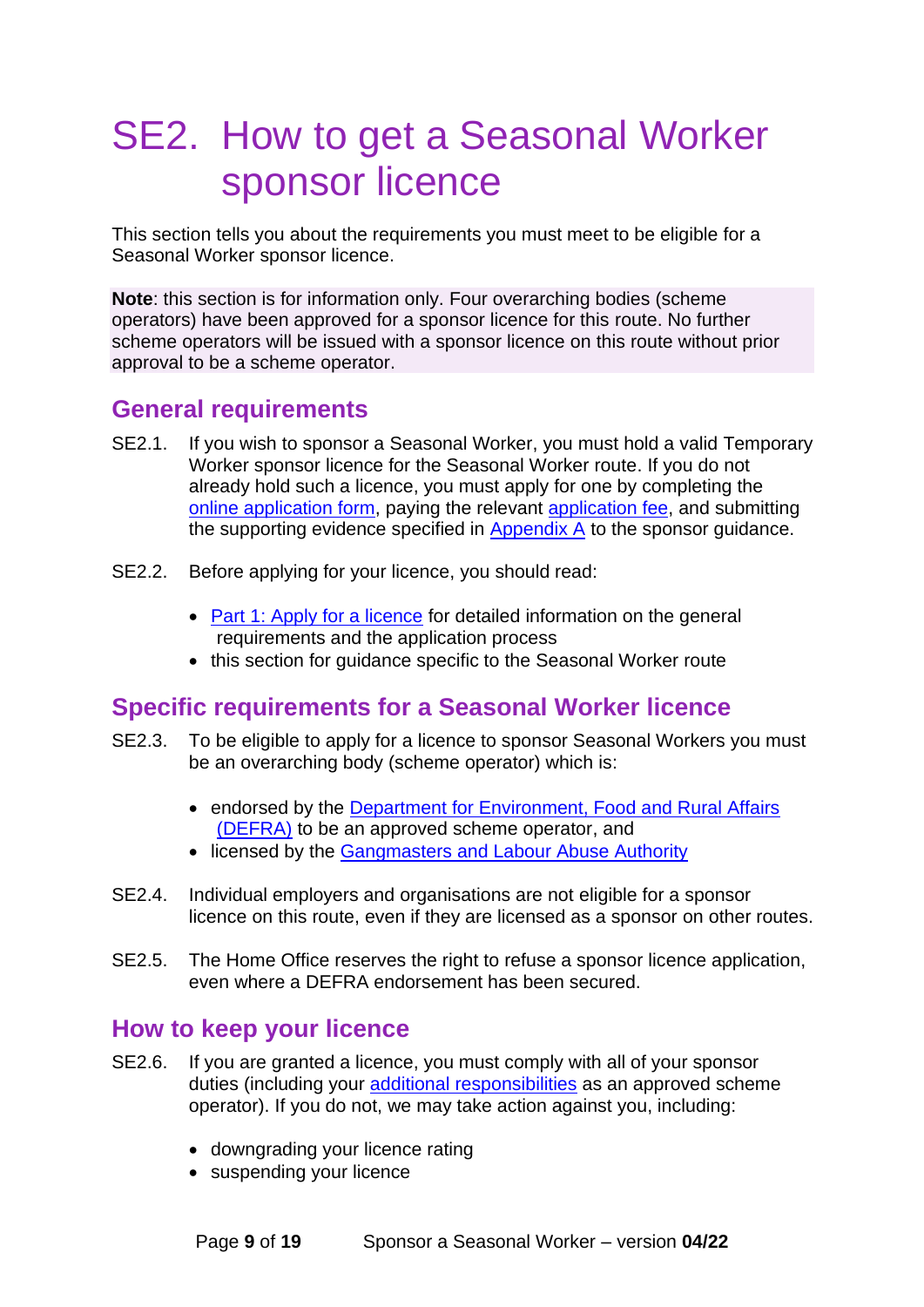# SE2. How to get a Seasonal Worker sponsor licence

This section tells you about the requirements you must meet to be eligible for a Seasonal Worker sponsor licence.

**Note**: this section is for information only. Four overarching bodies (scheme operators) have been approved for a sponsor licence for this route. No further scheme operators will be issued with a sponsor licence on this route without prior approval to be a scheme operator.

## General requirements

SE2.1. If you wish to sponsor a Seasonal Worker, you must hold a valid Temporary Worker sponsor licence for the Seasonal Worker route. If you do not already hold such a licence, you must apply for one by completing the online application form, paying the relevant application fee, and submitting the supporting evidence specified in Appendix A to the sponsor guidance.

SE2.2. Before applying for your licence, you should read:

- Part 1: Apply for a licence for detailed information on the general requirements and the application process
- this section for guidance specific to the Seasonal Worker route

## Specific requirements for a Seasonal Worker licence

SE2.3. To be eligible to apply for a licence to sponsor Seasonal Workers you must be an overarching body (scheme operator) which is:

- endorsed by the Department for Environment, Food and Rural Affairs (DEFRA) to be an approved scheme operator, and
- licensed by the Gangmasters and Labour Abuse Authority

SE2.4. Individual employers and organisations are not eligible for a sponsor licence on this route, even if they are licensed as a sponsor on other routes.

SE2.5. The Home Office reserves the right to refuse a sponsor licence application, even where a DEFRA endorsement has been secured.

## How to keep your licence

SE2.6. If you are granted a licence, you must comply with all of your sponsor duties (including your additional responsibilities as an approved scheme operator). If you do not, we may take action against you, including:

- downgrading your licence rating
- suspending your licence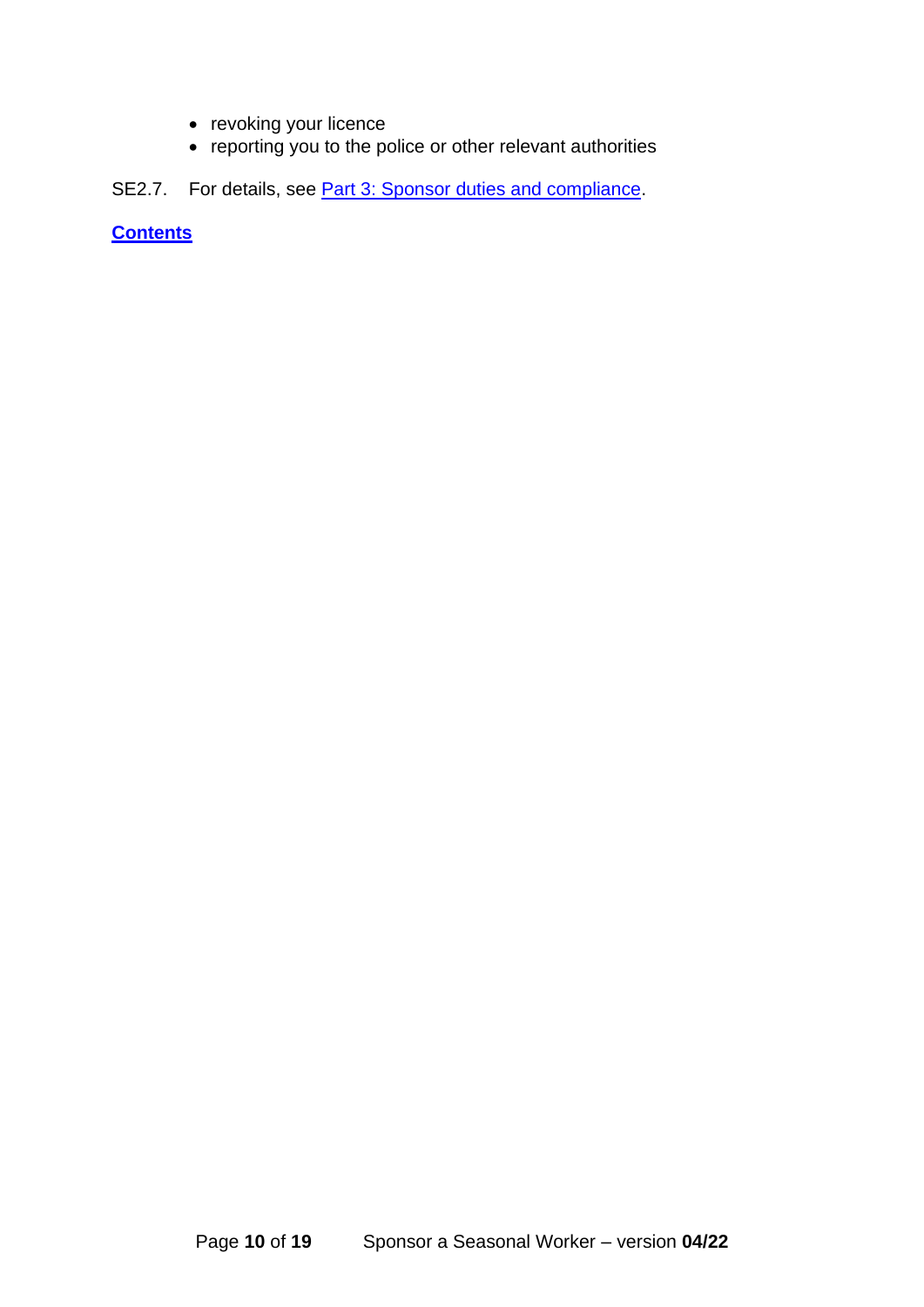- revoking your licence
- reporting you to the police or other relevant authorities

SE2.7. For details, see [Part 3: Sponsor duties and compliance](#).

[**Contents**](#)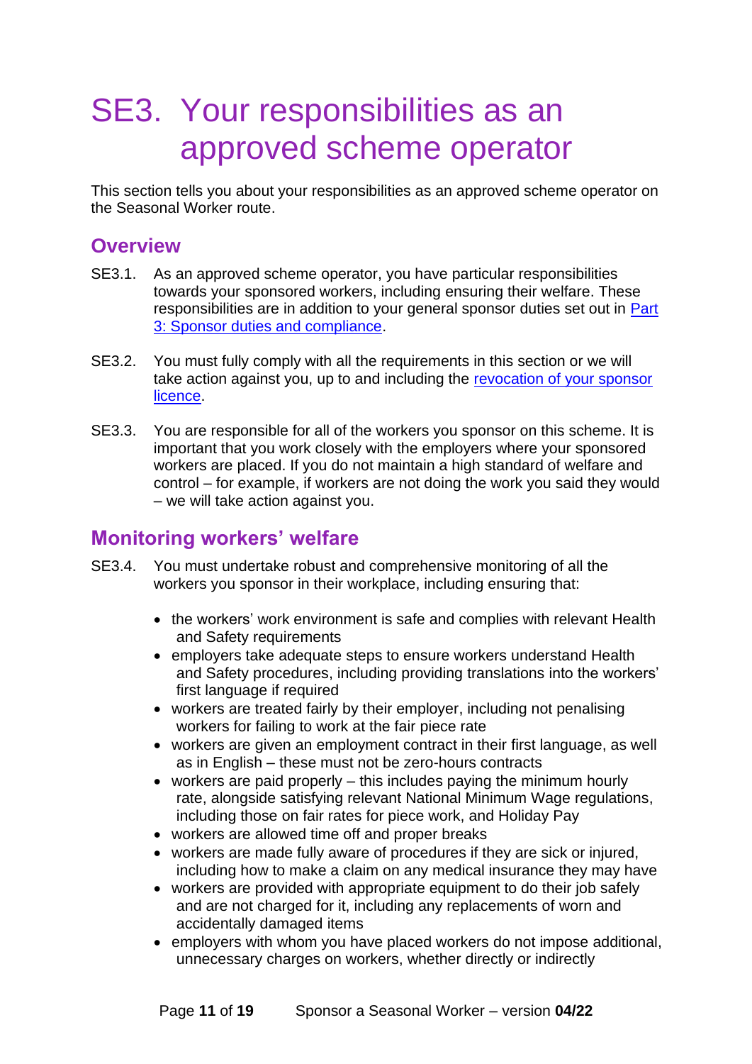# SE3. Your responsibilities as an approved scheme operator

This section tells you about your responsibilities as an approved scheme operator on the Seasonal Worker route.

## Overview

SE3.1. As an approved scheme operator, you have particular responsibilities towards your sponsored workers, including ensuring their welfare. These responsibilities are in addition to your general sponsor duties set out in [Part 3: Sponsor duties and compliance](#).

SE3.2. You must fully comply with all the requirements in this section or we will take action against you, up to and including the [revocation of your sponsor licence](#).

SE3.3. You are responsible for all of the workers you sponsor on this scheme. It is important that you work closely with the employers where your sponsored workers are placed. If you do not maintain a high standard of welfare and control – for example, if workers are not doing the work you said they would – we will take action against you.

## Monitoring workers' welfare

SE3.4. You must undertake robust and comprehensive monitoring of all the workers you sponsor in their workplace, including ensuring that:

- the workers' work environment is safe and complies with relevant Health and Safety requirements
- employers take adequate steps to ensure workers understand Health and Safety procedures, including providing translations into the workers' first language if required
- workers are treated fairly by their employer, including not penalising workers for failing to work at the fair piece rate
- workers are given an employment contract in their first language, as well as in English – these must not be zero-hours contracts
- workers are paid properly – this includes paying the minimum hourly rate, alongside satisfying relevant National Minimum Wage regulations, including those on fair rates for piece work, and Holiday Pay
- workers are allowed time off and proper breaks
- workers are made fully aware of procedures if they are sick or injured, including how to make a claim on any medical insurance they may have
- workers are provided with appropriate equipment to do their job safely and are not charged for it, including any replacements of worn and accidentally damaged items
- employers with whom you have placed workers do not impose additional, unnecessary charges on workers, whether directly or indirectly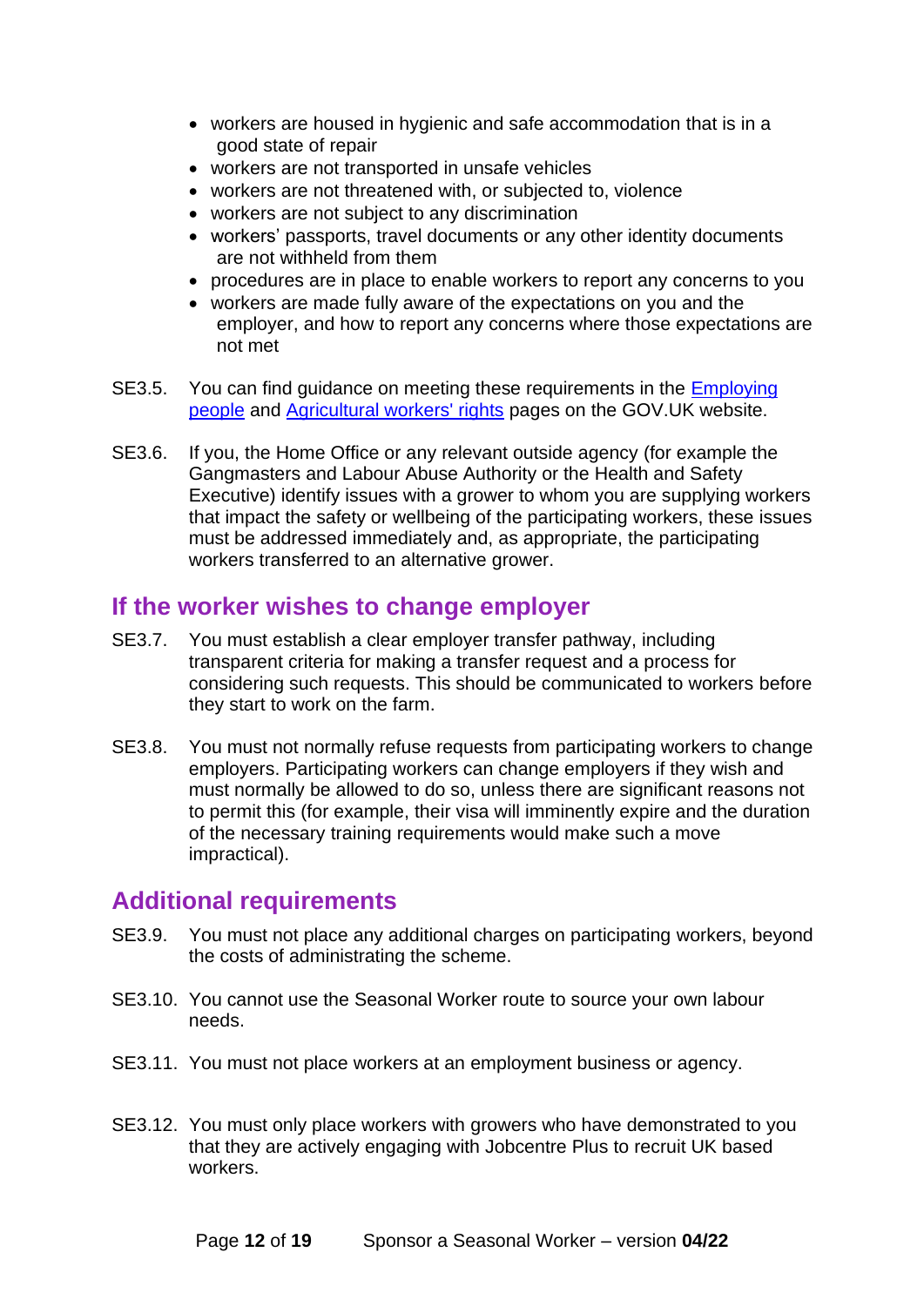- workers are housed in hygienic and safe accommodation that is in a good state of repair
- workers are not transported in unsafe vehicles
- workers are not threatened with, or subjected to, violence
- workers are not subject to any discrimination
- workers' passports, travel documents or any other identity documents are not withheld from them
- procedures are in place to enable workers to report any concerns to you
- workers are made fully aware of the expectations on you and the employer, and how to report any concerns where those expectations are not met

SE3.5. You can find guidance on meeting these requirements in the [Employing people]() and [Agricultural workers' rights]() pages on the GOV.UK website.

SE3.6. If you, the Home Office or any relevant outside agency (for example the Gangmasters and Labour Abuse Authority or the Health and Safety Executive) identify issues with a grower to whom you are supplying workers that impact the safety or wellbeing of the participating workers, these issues must be addressed immediately and, as appropriate, the participating workers transferred to an alternative grower.

## If the worker wishes to change employer

SE3.7. You must establish a clear employer transfer pathway, including transparent criteria for making a transfer request and a process for considering such requests. This should be communicated to workers before they start to work on the farm.

SE3.8. You must not normally refuse requests from participating workers to change employers. Participating workers can change employers if they wish and must normally be allowed to do so, unless there are significant reasons not to permit this (for example, their visa will imminently expire and the duration of the necessary training requirements would make such a move impractical).

## Additional requirements

SE3.9. You must not place any additional charges on participating workers, beyond the costs of administrating the scheme.

SE3.10. You cannot use the Seasonal Worker route to source your own labour needs.

SE3.11. You must not place workers at an employment business or agency.

SE3.12. You must only place workers with growers who have demonstrated to you that they are actively engaging with Jobcentre Plus to recruit UK based workers.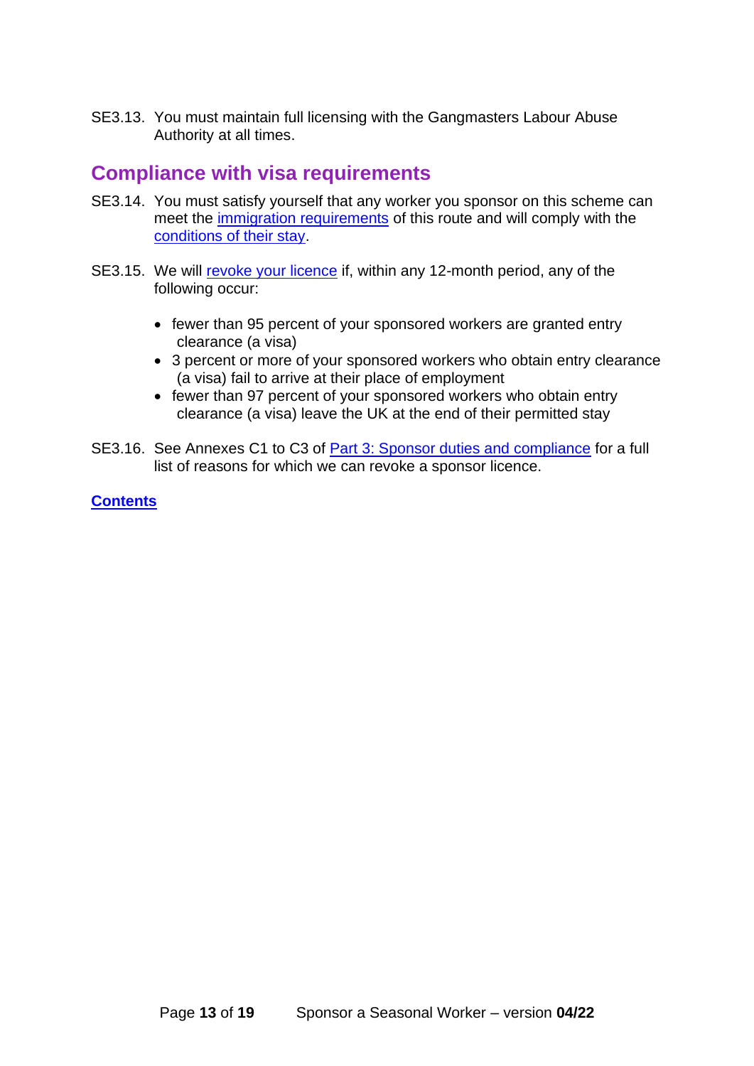SE3.13. You must maintain full licensing with the Gangmasters Labour Abuse Authority at all times.

## Compliance with visa requirements

SE3.14. You must satisfy yourself that any worker you sponsor on this scheme can meet the immigration requirements of this route and will comply with the conditions of their stay.

SE3.15. We will revoke your licence if, within any 12-month period, any of the following occur:

- fewer than 95 percent of your sponsored workers are granted entry clearance (a visa)
- 3 percent or more of your sponsored workers who obtain entry clearance (a visa) fail to arrive at their place of employment
- fewer than 97 percent of your sponsored workers who obtain entry clearance (a visa) leave the UK at the end of their permitted stay

SE3.16. See Annexes C1 to C3 of Part 3: Sponsor duties and compliance for a full list of reasons for which we can revoke a sponsor licence.

**Contents**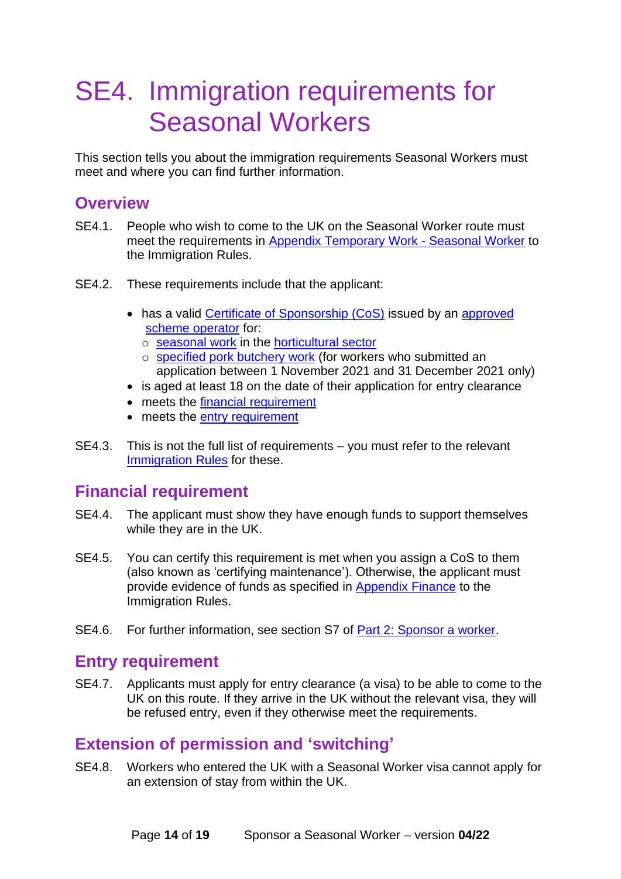# SE4. Immigration requirements for Seasonal Workers

This section tells you about the immigration requirements Seasonal Workers must meet and where you can find further information.

## Overview

SE4.1. People who wish to come to the UK on the Seasonal Worker route must meet the requirements in Appendix Temporary Work - Seasonal Worker to the Immigration Rules.

SE4.2. These requirements include that the applicant:

- has a valid Certificate of Sponsorship (CoS) issued by an approved scheme operator for:
  - seasonal work in the horticultural sector
  - specified pork butchery work (for workers who submitted an application between 1 November 2021 and 31 December 2021 only)
- is aged at least 18 on the date of their application for entry clearance
- meets the financial requirement
- meets the entry requirement

SE4.3. This is not the full list of requirements – you must refer to the relevant Immigration Rules for these.

## Financial requirement

SE4.4. The applicant must show they have enough funds to support themselves while they are in the UK.

SE4.5. You can certify this requirement is met when you assign a CoS to them (also known as 'certifying maintenance'). Otherwise, the applicant must provide evidence of funds as specified in Appendix Finance to the Immigration Rules.

SE4.6. For further information, see section S7 of Part 2: Sponsor a worker.

## Entry requirement

SE4.7. Applicants must apply for entry clearance (a visa) to be able to come to the UK on this route. If they arrive in the UK without the relevant visa, they will be refused entry, even if they otherwise meet the requirements.

## Extension of permission and 'switching'

SE4.8. Workers who entered the UK with a Seasonal Worker visa cannot apply for an extension of stay from within the UK.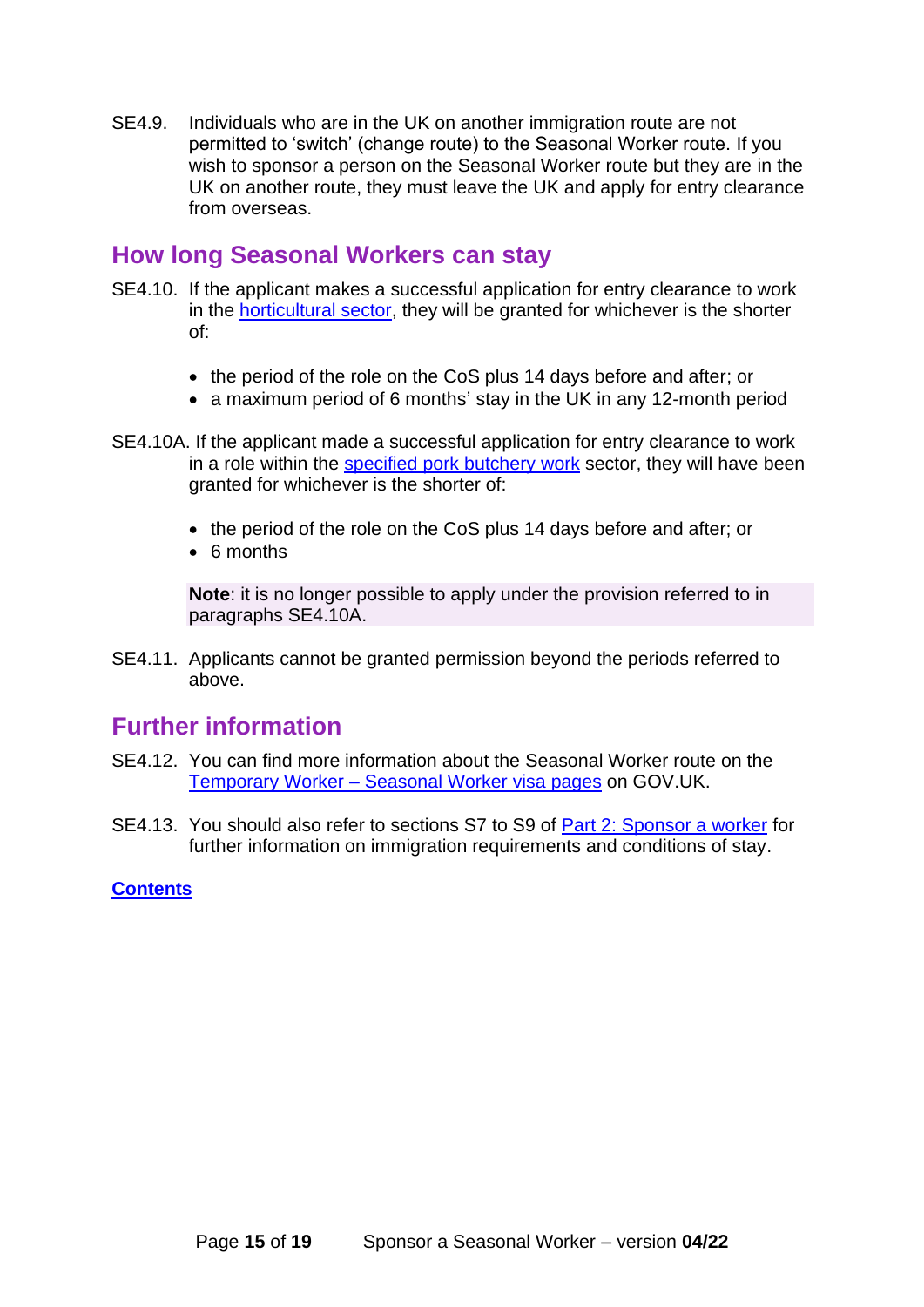SE4.9. Individuals who are in the UK on another immigration route are not permitted to 'switch' (change route) to the Seasonal Worker route. If you wish to sponsor a person on the Seasonal Worker route but they are in the UK on another route, they must leave the UK and apply for entry clearance from overseas.

## How long Seasonal Workers can stay

SE4.10. If the applicant makes a successful application for entry clearance to work in the horticultural sector, they will be granted for whichever is the shorter of:

- the period of the role on the CoS plus 14 days before and after; or
- a maximum period of 6 months' stay in the UK in any 12-month period

SE4.10A. If the applicant made a successful application for entry clearance to work in a role within the specified pork butchery work sector, they will have been granted for whichever is the shorter of:

- the period of the role on the CoS plus 14 days before and after; or
- 6 months

**Note**: it is no longer possible to apply under the provision referred to in paragraphs SE4.10A.

SE4.11. Applicants cannot be granted permission beyond the periods referred to above.

## Further information

SE4.12. You can find more information about the Seasonal Worker route on the Temporary Worker – Seasonal Worker visa pages on GOV.UK.

SE4.13. You should also refer to sections S7 to S9 of Part 2: Sponsor a worker for further information on immigration requirements and conditions of stay.

**Contents**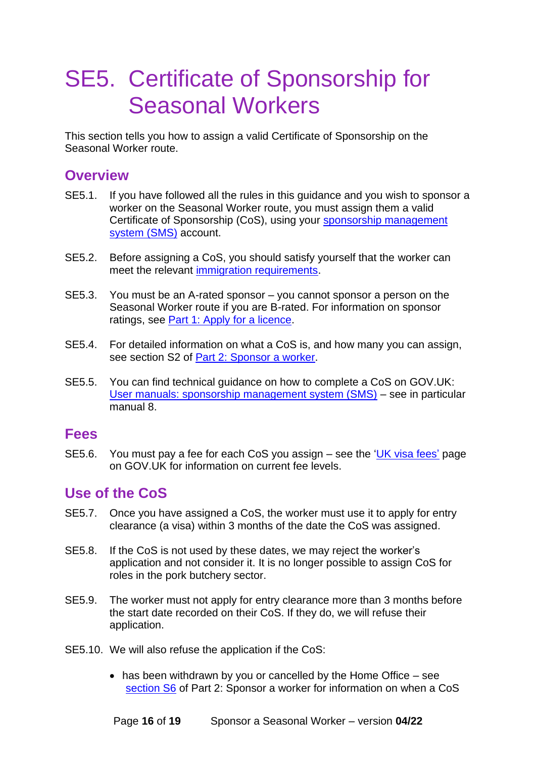# SE5. Certificate of Sponsorship for Seasonal Workers

This section tells you how to assign a valid Certificate of Sponsorship on the Seasonal Worker route.

## Overview

SE5.1. If you have followed all the rules in this guidance and you wish to sponsor a worker on the Seasonal Worker route, you must assign them a valid Certificate of Sponsorship (CoS), using your sponsorship management system (SMS) account.

SE5.2. Before assigning a CoS, you should satisfy yourself that the worker can meet the relevant immigration requirements.

SE5.3. You must be an A-rated sponsor – you cannot sponsor a person on the Seasonal Worker route if you are B-rated. For information on sponsor ratings, see Part 1: Apply for a licence.

SE5.4. For detailed information on what a CoS is, and how many you can assign, see section S2 of Part 2: Sponsor a worker.

SE5.5. You can find technical guidance on how to complete a CoS on GOV.UK: User manuals: sponsorship management system (SMS) – see in particular manual 8.

## Fees

SE5.6. You must pay a fee for each CoS you assign – see the 'UK visa fees' page on GOV.UK for information on current fee levels.

## Use of the CoS

SE5.7. Once you have assigned a CoS, the worker must use it to apply for entry clearance (a visa) within 3 months of the date the CoS was assigned.

SE5.8. If the CoS is not used by these dates, we may reject the worker's application and not consider it. It is no longer possible to assign CoS for roles in the pork butchery sector.

SE5.9. The worker must not apply for entry clearance more than 3 months before the start date recorded on their CoS. If they do, we will refuse their application.

SE5.10. We will also refuse the application if the CoS:

- has been withdrawn by you or cancelled by the Home Office – see section S6 of Part 2: Sponsor a worker for information on when a CoS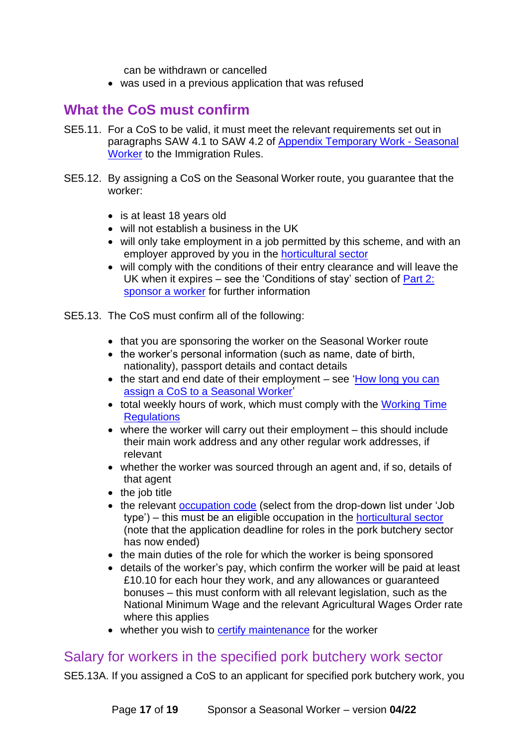can be withdrawn or cancelled
- was used in a previous application that was refused

## What the CoS must confirm

SE5.11. For a CoS to be valid, it must meet the relevant requirements set out in paragraphs SAW 4.1 to SAW 4.2 of Appendix Temporary Work - Seasonal Worker to the Immigration Rules.

SE5.12. By assigning a CoS on the Seasonal Worker route, you guarantee that the worker:

- is at least 18 years old
- will not establish a business in the UK
- will only take employment in a job permitted by this scheme, and with an employer approved by you in the horticultural sector
- will comply with the conditions of their entry clearance and will leave the UK when it expires – see the 'Conditions of stay' section of Part 2: sponsor a worker for further information

SE5.13. The CoS must confirm all of the following:

- that you are sponsoring the worker on the Seasonal Worker route
- the worker's personal information (such as name, date of birth, nationality), passport details and contact details
- the start and end date of their employment – see 'How long you can assign a CoS to a Seasonal Worker'
- total weekly hours of work, which must comply with the Working Time Regulations
- where the worker will carry out their employment – this should include their main work address and any other regular work addresses, if relevant
- whether the worker was sourced through an agent and, if so, details of that agent
- the job title
- the relevant occupation code (select from the drop-down list under 'Job type') – this must be an eligible occupation in the horticultural sector (note that the application deadline for roles in the pork butchery sector has now ended)
- the main duties of the role for which the worker is being sponsored
- details of the worker's pay, which confirm the worker will be paid at least £10.10 for each hour they work, and any allowances or guaranteed bonuses – this must conform with all relevant legislation, such as the National Minimum Wage and the relevant Agricultural Wages Order rate where this applies
- whether you wish to certify maintenance for the worker

### Salary for workers in the specified pork butchery work sector

SE5.13A. If you assigned a CoS to an applicant for specified pork butchery work, you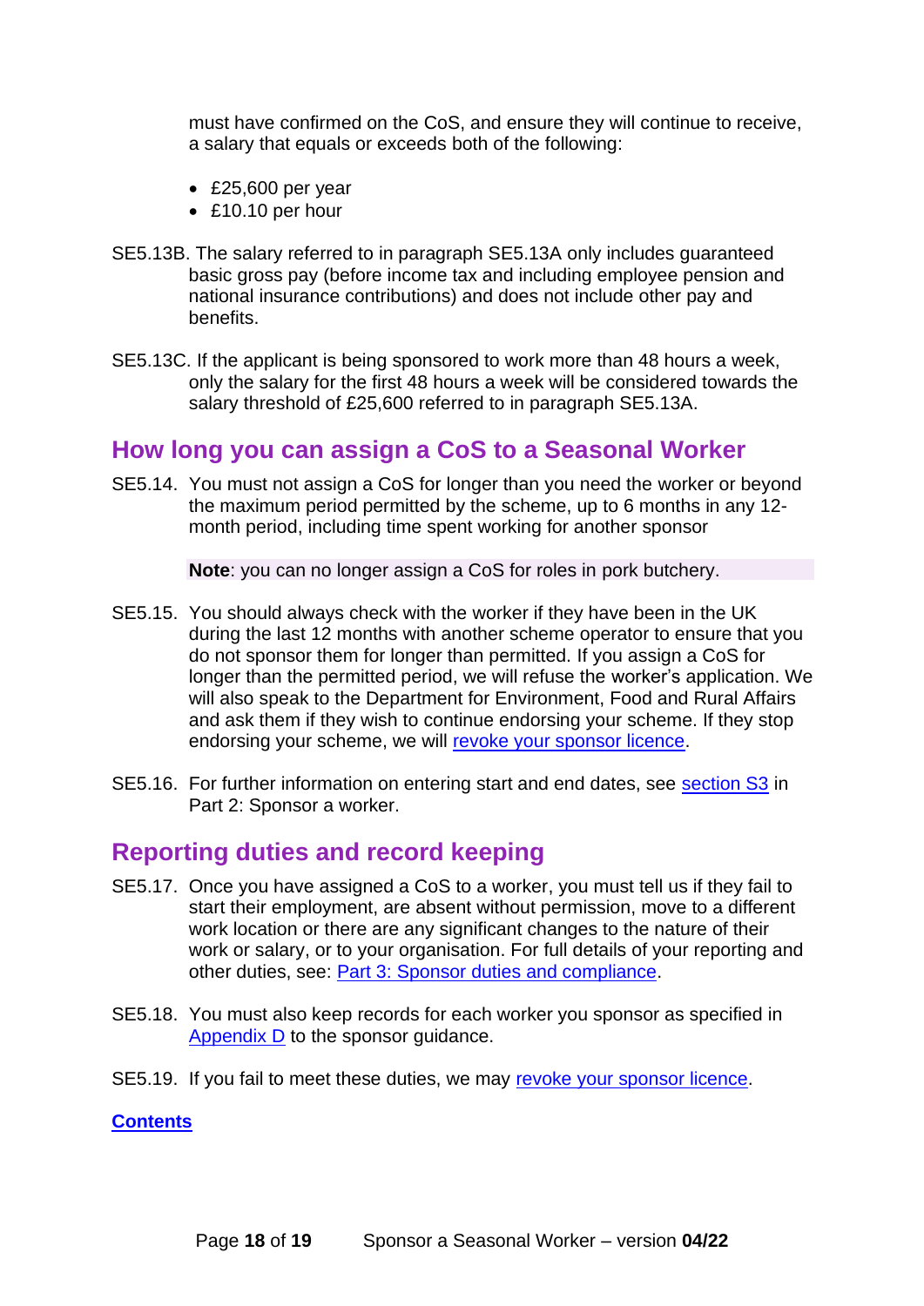must have confirmed on the CoS, and ensure they will continue to receive, a salary that equals or exceeds both of the following:

- £25,600 per year
- £10.10 per hour

SE5.13B. The salary referred to in paragraph SE5.13A only includes guaranteed basic gross pay (before income tax and including employee pension and national insurance contributions) and does not include other pay and benefits.

SE5.13C. If the applicant is being sponsored to work more than 48 hours a week, only the salary for the first 48 hours a week will be considered towards the salary threshold of £25,600 referred to in paragraph SE5.13A.

## How long you can assign a CoS to a Seasonal Worker

SE5.14. You must not assign a CoS for longer than you need the worker or beyond the maximum period permitted by the scheme, up to 6 months in any 12-month period, including time spent working for another sponsor

**Note**: you can no longer assign a CoS for roles in pork butchery.

SE5.15. You should always check with the worker if they have been in the UK during the last 12 months with another scheme operator to ensure that you do not sponsor them for longer than permitted. If you assign a CoS for longer than the permitted period, we will refuse the worker's application. We will also speak to the Department for Environment, Food and Rural Affairs and ask them if they wish to continue endorsing your scheme. If they stop endorsing your scheme, we will revoke your sponsor licence.

SE5.16. For further information on entering start and end dates, see section S3 in Part 2: Sponsor a worker.

## Reporting duties and record keeping

SE5.17. Once you have assigned a CoS to a worker, you must tell us if they fail to start their employment, are absent without permission, move to a different work location or there are any significant changes to the nature of their work or salary, or to your organisation. For full details of your reporting and other duties, see: Part 3: Sponsor duties and compliance.

SE5.18. You must also keep records for each worker you sponsor as specified in Appendix D to the sponsor guidance.

SE5.19. If you fail to meet these duties, we may revoke your sponsor licence.

**Contents**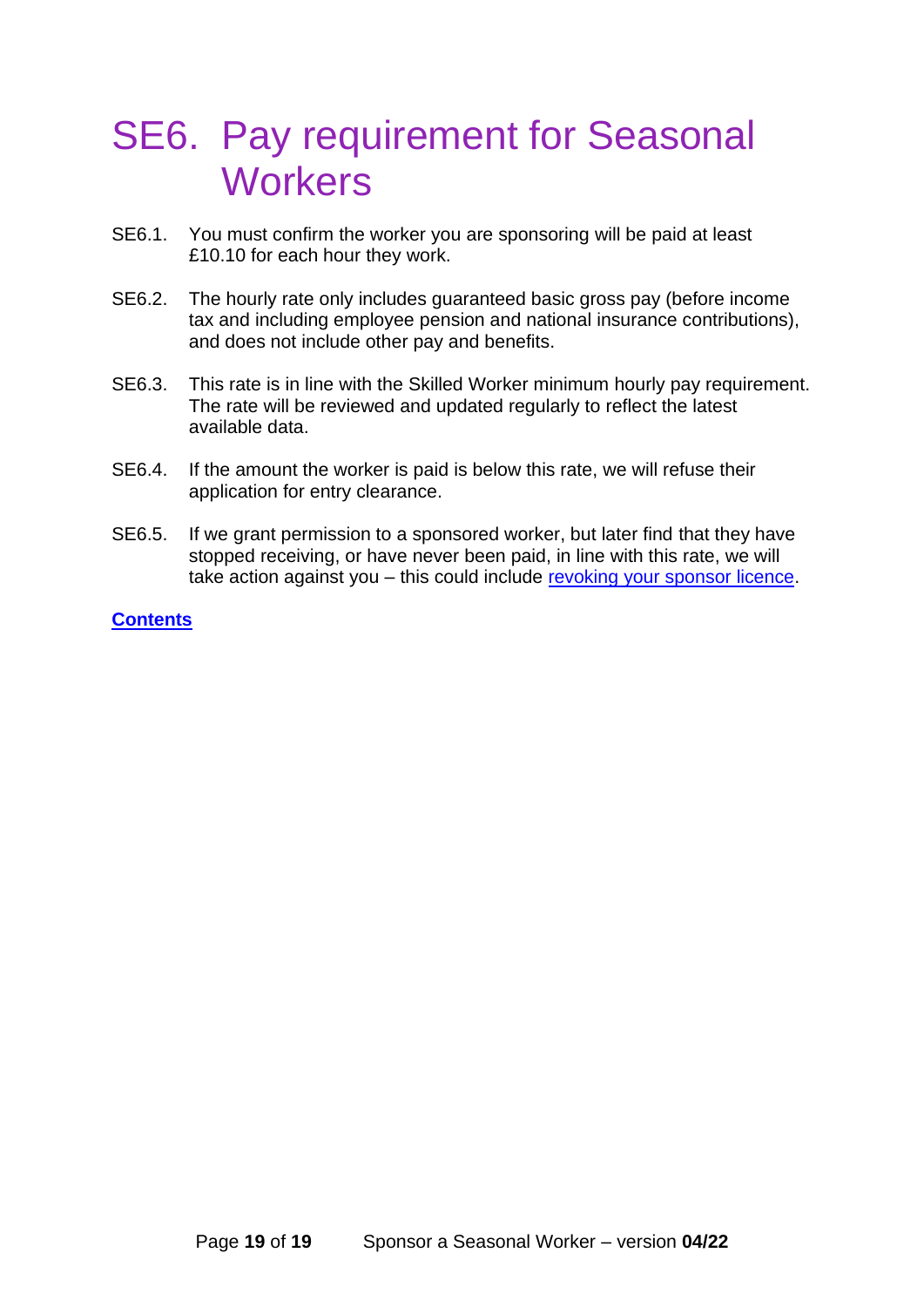# SE6. Pay requirement for Seasonal Workers

SE6.1. You must confirm the worker you are sponsoring will be paid at least £10.10 for each hour they work.

SE6.2. The hourly rate only includes guaranteed basic gross pay (before income tax and including employee pension and national insurance contributions), and does not include other pay and benefits.

SE6.3. This rate is in line with the Skilled Worker minimum hourly pay requirement. The rate will be reviewed and updated regularly to reflect the latest available data.

SE6.4. If the amount the worker is paid is below this rate, we will refuse their application for entry clearance.

SE6.5. If we grant permission to a sponsored worker, but later find that they have stopped receiving, or have never been paid, in line with this rate, we will take action against you – this could include revoking your sponsor licence.

**Contents**